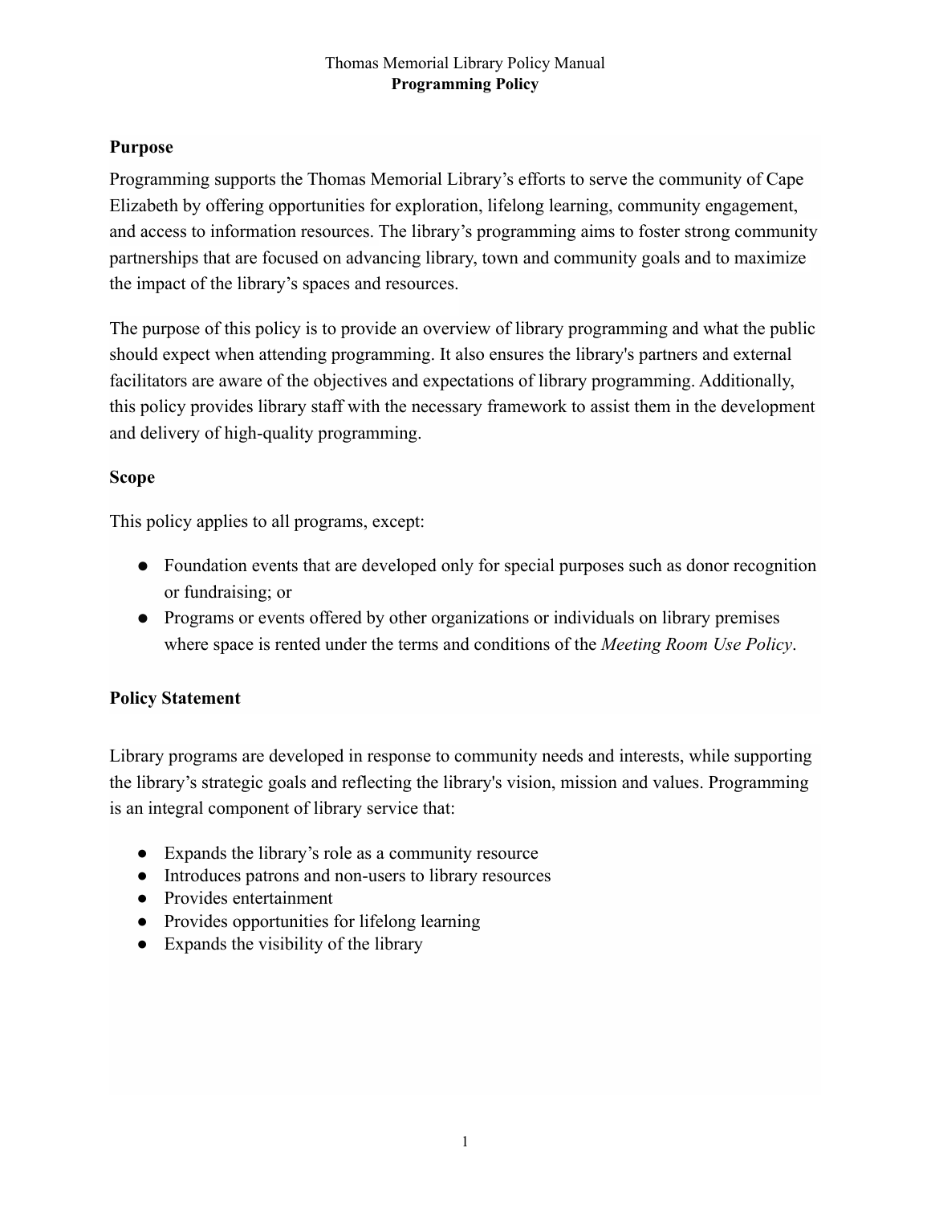# Thomas Memorial Library Policy Manual

## Programming Policy

### Purpose

Programming supports the Thomas Memorial Library's efforts to serve the community of Cape Elizabeth by offering opportunities for exploration, lifelong learning, community engagement, and access to information resources. The library's programming aims to foster strong community partnerships that are focused on advancing library, town and community goals and to maximize the impact of the library's spaces and resources.

The purpose of this policy is to provide an overview of library programming and what the public should expect when attending programming. It also ensures the library's partners and external facilitators are aware of the objectives and expectations of library programming. Additionally, this policy provides library staff with the necessary framework to assist them in the development and delivery of high-quality programming.

### Scope

This policy applies to all programs, except:

- Foundation events that are developed only for special purposes such as donor recognition or fundraising; or
- Programs or events offered by other organizations or individuals on library premises where space is rented under the terms and conditions of the *Meeting Room Use Policy*.

### Policy Statement

Library programs are developed in response to community needs and interests, while supporting the library's strategic goals and reflecting the library's vision, mission and values. Programming is an integral component of library service that:

- Expands the library's role as a community resource
- Introduces patrons and non-users to library resources
- Provides entertainment
- Provides opportunities for lifelong learning
- Expands the visibility of the library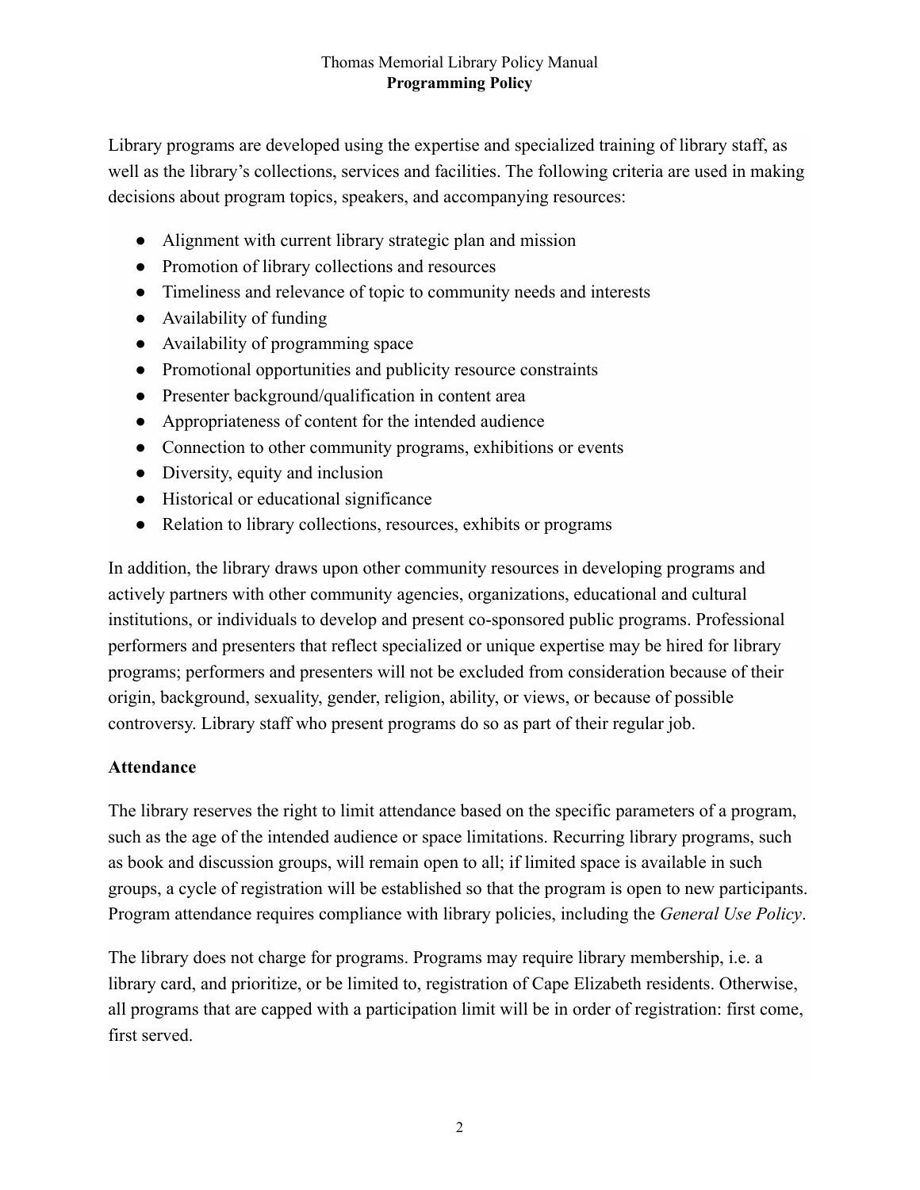Library programs are developed using the expertise and specialized training of library staff, as well as the library's collections, services and facilities. The following criteria are used in making decisions about program topics, speakers, and accompanying resources:

- Alignment with current library strategic plan and mission
- Promotion of library collections and resources
- Timeliness and relevance of topic to community needs and interests
- Availability of funding
- Availability of programming space
- Promotional opportunities and publicity resource constraints
- Presenter background/qualification in content area
- Appropriateness of content for the intended audience
- Connection to other community programs, exhibitions or events
- Diversity, equity and inclusion
- Historical or educational significance
- Relation to library collections, resources, exhibits or programs

In addition, the library draws upon other community resources in developing programs and actively partners with other community agencies, organizations, educational and cultural institutions, or individuals to develop and present co-sponsored public programs. Professional performers and presenters that reflect specialized or unique expertise may be hired for library programs; performers and presenters will not be excluded from consideration because of their origin, background, sexuality, gender, religion, ability, or views, or because of possible controversy. Library staff who present programs do so as part of their regular job.

## Attendance

The library reserves the right to limit attendance based on the specific parameters of a program, such as the age of the intended audience or space limitations. Recurring library programs, such as book and discussion groups, will remain open to all; if limited space is available in such groups, a cycle of registration will be established so that the program is open to new participants. Program attendance requires compliance with library policies, including the *General Use Policy*.

The library does not charge for programs. Programs may require library membership, i.e. a library card, and prioritize, or be limited to, registration of Cape Elizabeth residents. Otherwise, all programs that are capped with a participation limit will be in order of registration: first come, first served.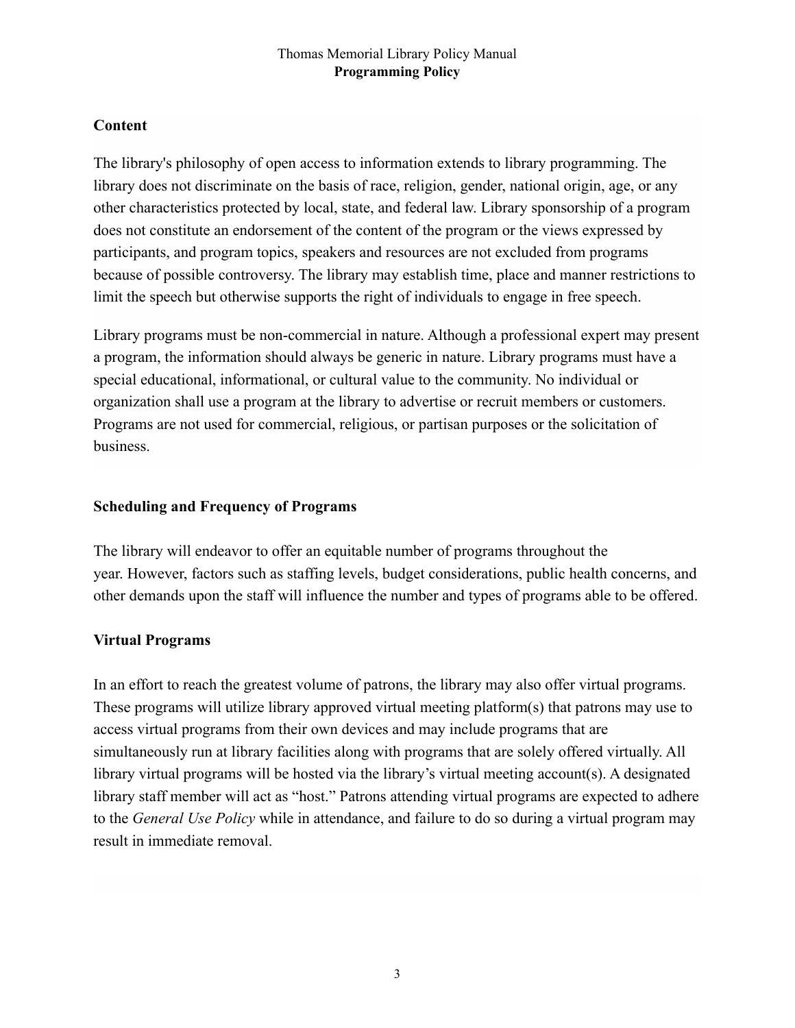## Content

The library's philosophy of open access to information extends to library programming. The library does not discriminate on the basis of race, religion, gender, national origin, age, or any other characteristics protected by local, state, and federal law. Library sponsorship of a program does not constitute an endorsement of the content of the program or the views expressed by participants, and program topics, speakers and resources are not excluded from programs because of possible controversy. The library may establish time, place and manner restrictions to limit the speech but otherwise supports the right of individuals to engage in free speech.

Library programs must be non-commercial in nature. Although a professional expert may present a program, the information should always be generic in nature. Library programs must have a special educational, informational, or cultural value to the community. No individual or organization shall use a program at the library to advertise or recruit members or customers. Programs are not used for commercial, religious, or partisan purposes or the solicitation of business.

## Scheduling and Frequency of Programs

The library will endeavor to offer an equitable number of programs throughout the year. However, factors such as staffing levels, budget considerations, public health concerns, and other demands upon the staff will influence the number and types of programs able to be offered.

## Virtual Programs

In an effort to reach the greatest volume of patrons, the library may also offer virtual programs. These programs will utilize library approved virtual meeting platform(s) that patrons may use to access virtual programs from their own devices and may include programs that are simultaneously run at library facilities along with programs that are solely offered virtually. All library virtual programs will be hosted via the library's virtual meeting account(s). A designated library staff member will act as "host." Patrons attending virtual programs are expected to adhere to the *General Use Policy* while in attendance, and failure to do so during a virtual program may result in immediate removal.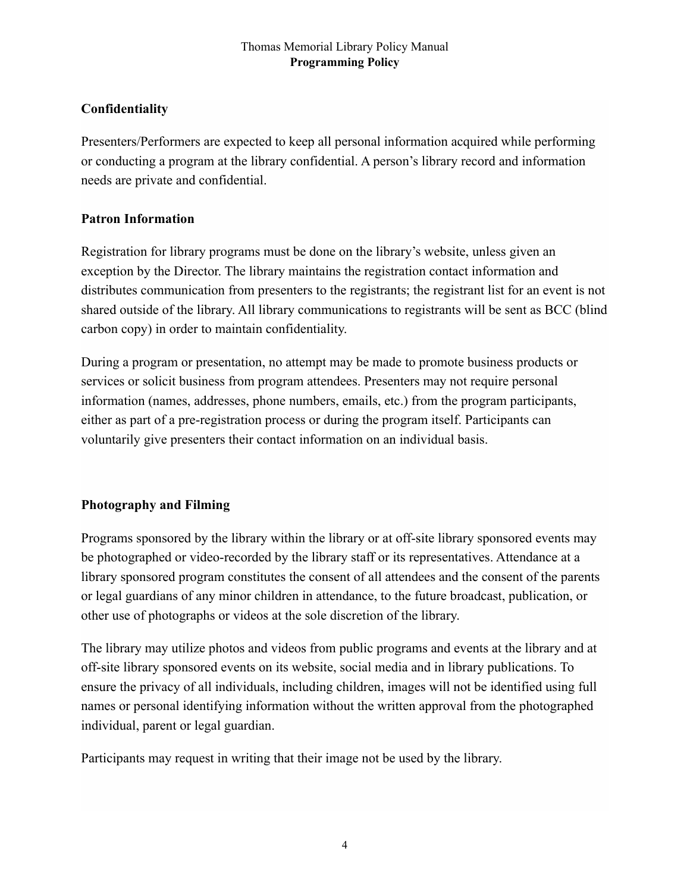## Confidentiality

Presenters/Performers are expected to keep all personal information acquired while performing or conducting a program at the library confidential. A person's library record and information needs are private and confidential.

## Patron Information

Registration for library programs must be done on the library's website, unless given an exception by the Director. The library maintains the registration contact information and distributes communication from presenters to the registrants; the registrant list for an event is not shared outside of the library. All library communications to registrants will be sent as BCC (blind carbon copy) in order to maintain confidentiality.

During a program or presentation, no attempt may be made to promote business products or services or solicit business from program attendees. Presenters may not require personal information (names, addresses, phone numbers, emails, etc.) from the program participants, either as part of a pre-registration process or during the program itself. Participants can voluntarily give presenters their contact information on an individual basis.

## Photography and Filming

Programs sponsored by the library within the library or at off-site library sponsored events may be photographed or video-recorded by the library staff or its representatives. Attendance at a library sponsored program constitutes the consent of all attendees and the consent of the parents or legal guardians of any minor children in attendance, to the future broadcast, publication, or other use of photographs or videos at the sole discretion of the library.

The library may utilize photos and videos from public programs and events at the library and at off-site library sponsored events on its website, social media and in library publications. To ensure the privacy of all individuals, including children, images will not be identified using full names or personal identifying information without the written approval from the photographed individual, parent or legal guardian.

Participants may request in writing that their image not be used by the library.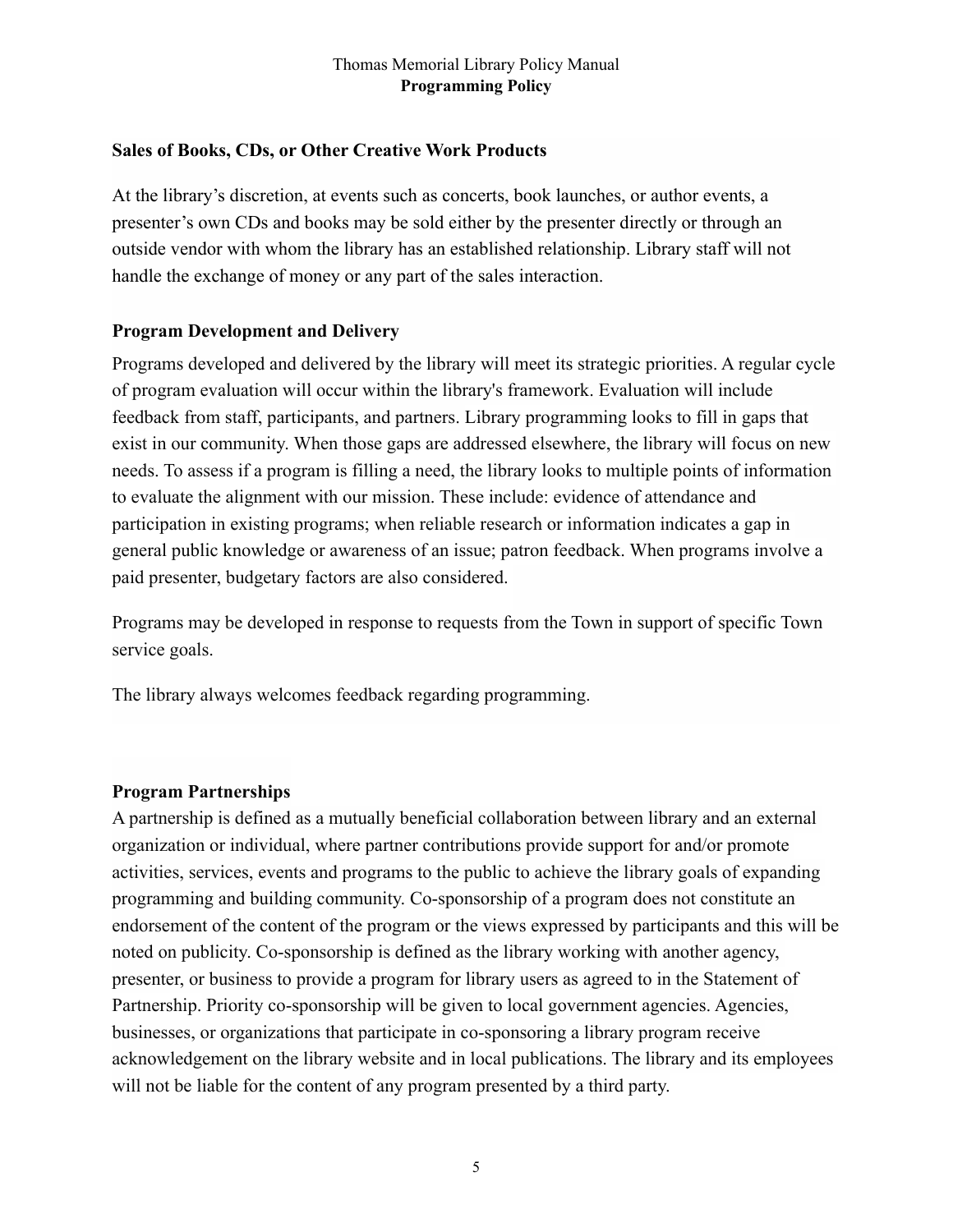## Sales of Books, CDs, or Other Creative Work Products

At the library's discretion, at events such as concerts, book launches, or author events, a presenter's own CDs and books may be sold either by the presenter directly or through an outside vendor with whom the library has an established relationship. Library staff will not handle the exchange of money or any part of the sales interaction.

## Program Development and Delivery

Programs developed and delivered by the library will meet its strategic priorities. A regular cycle of program evaluation will occur within the library's framework. Evaluation will include feedback from staff, participants, and partners. Library programming looks to fill in gaps that exist in our community. When those gaps are addressed elsewhere, the library will focus on new needs. To assess if a program is filling a need, the library looks to multiple points of information to evaluate the alignment with our mission. These include: evidence of attendance and participation in existing programs; when reliable research or information indicates a gap in general public knowledge or awareness of an issue; patron feedback. When programs involve a paid presenter, budgetary factors are also considered.

Programs may be developed in response to requests from the Town in support of specific Town service goals.

The library always welcomes feedback regarding programming.

## Program Partnerships

A partnership is defined as a mutually beneficial collaboration between library and an external organization or individual, where partner contributions provide support for and/or promote activities, services, events and programs to the public to achieve the library goals of expanding programming and building community. Co-sponsorship of a program does not constitute an endorsement of the content of the program or the views expressed by participants and this will be noted on publicity. Co-sponsorship is defined as the library working with another agency, presenter, or business to provide a program for library users as agreed to in the Statement of Partnership. Priority co-sponsorship will be given to local government agencies. Agencies, businesses, or organizations that participate in co-sponsoring a library program receive acknowledgement on the library website and in local publications. The library and its employees will not be liable for the content of any program presented by a third party.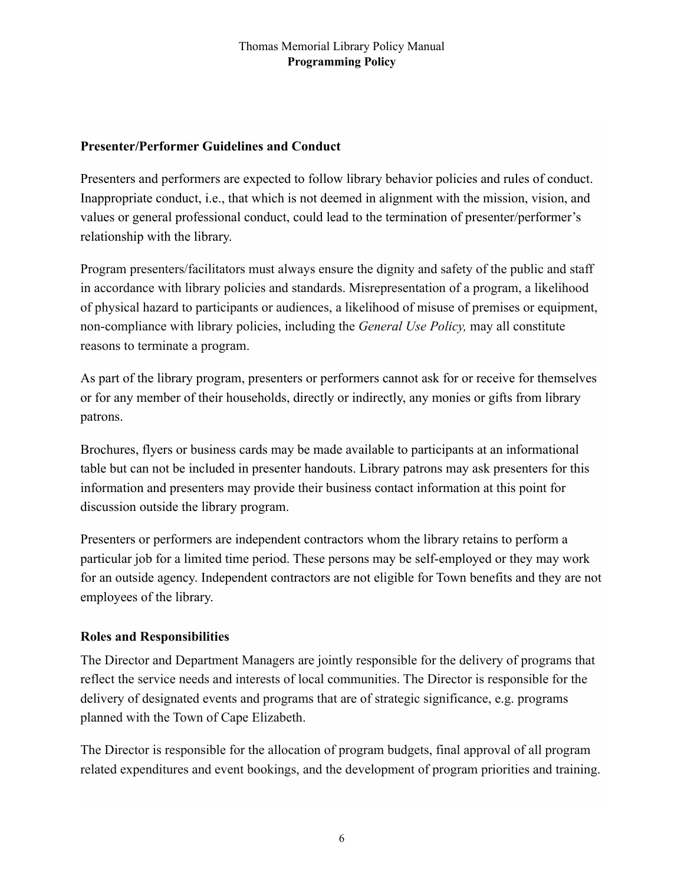## Presenter/Performer Guidelines and Conduct

Presenters and performers are expected to follow library behavior policies and rules of conduct. Inappropriate conduct, i.e., that which is not deemed in alignment with the mission, vision, and values or general professional conduct, could lead to the termination of presenter/performer's relationship with the library.

Program presenters/facilitators must always ensure the dignity and safety of the public and staff in accordance with library policies and standards. Misrepresentation of a program, a likelihood of physical hazard to participants or audiences, a likelihood of misuse of premises or equipment, non-compliance with library policies, including the *General Use Policy,* may all constitute reasons to terminate a program.

As part of the library program, presenters or performers cannot ask for or receive for themselves or for any member of their households, directly or indirectly, any monies or gifts from library patrons.

Brochures, flyers or business cards may be made available to participants at an informational table but can not be included in presenter handouts. Library patrons may ask presenters for this information and presenters may provide their business contact information at this point for discussion outside the library program.

Presenters or performers are independent contractors whom the library retains to perform a particular job for a limited time period. These persons may be self-employed or they may work for an outside agency. Independent contractors are not eligible for Town benefits and they are not employees of the library.

## Roles and Responsibilities

The Director and Department Managers are jointly responsible for the delivery of programs that reflect the service needs and interests of local communities. The Director is responsible for the delivery of designated events and programs that are of strategic significance, e.g. programs planned with the Town of Cape Elizabeth.

The Director is responsible for the allocation of program budgets, final approval of all program related expenditures and event bookings, and the development of program priorities and training.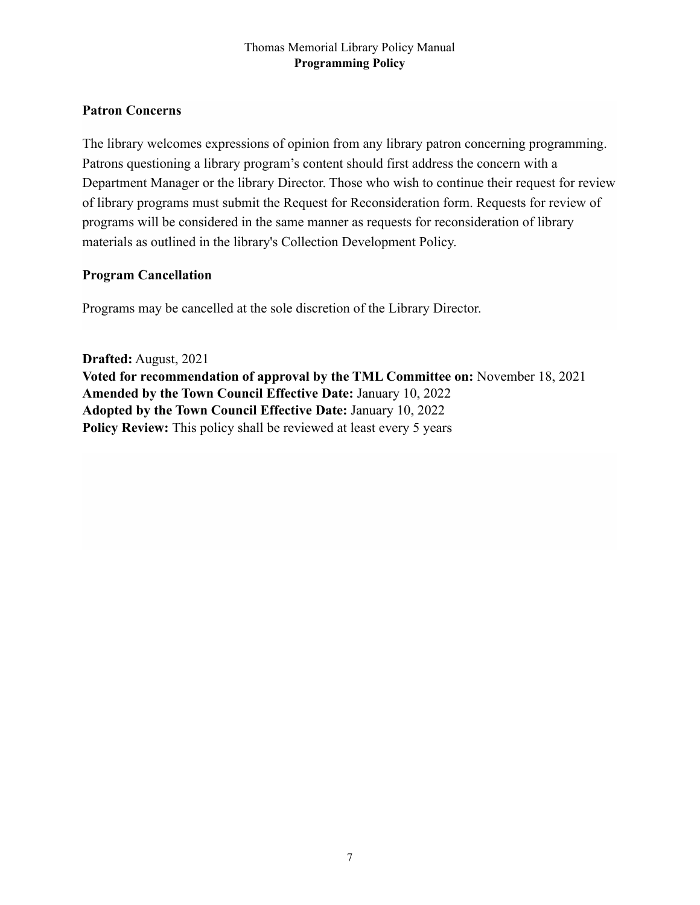## Patron Concerns

The library welcomes expressions of opinion from any library patron concerning programming. Patrons questioning a library program's content should first address the concern with a Department Manager or the library Director. Those who wish to continue their request for review of library programs must submit the Request for Reconsideration form. Requests for review of programs will be considered in the same manner as requests for reconsideration of library materials as outlined in the library's Collection Development Policy.

## Program Cancellation

Programs may be cancelled at the sole discretion of the Library Director.

**Drafted:** August, 2021
**Voted for recommendation of approval by the TML Committee on:** November 18, 2021
**Amended by the Town Council Effective Date:** January 10, 2022
**Adopted by the Town Council Effective Date:** January 10, 2022
**Policy Review:** This policy shall be reviewed at least every 5 years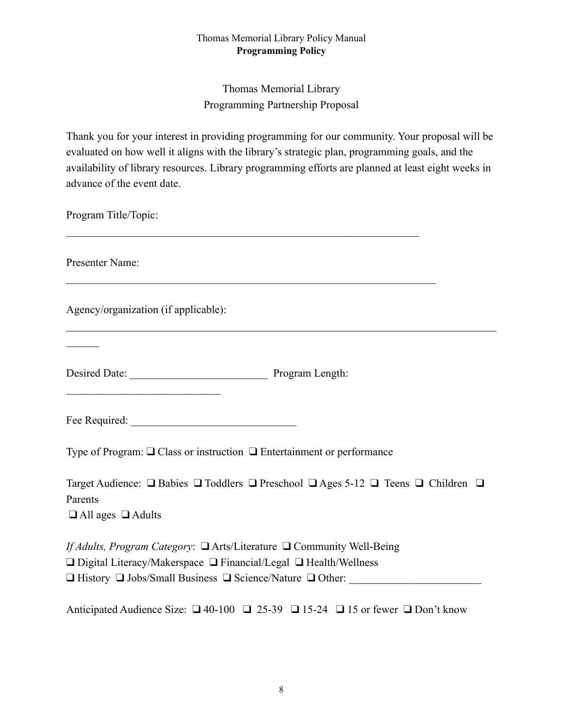# Thomas Memorial Library
## Programming Partnership Proposal

Thank you for your interest in providing programming for our community. Your proposal will be evaluated on how well it aligns with the library's strategic plan, programming goals, and the availability of library resources. Library programming efforts are planned at least eight weeks in advance of the event date.

Program Title/Topic:
___________________________________________________________________

Presenter Name:
______________________________________________________________________

Agency/organization (if applicable):
______________________________________________________________________________________

Desired Date: _________________________ Program Length: ____________________________

Fee Required: ______________________________

Type of Program: ❑ Class or instruction ❑ Entertainment or performance

Target Audience: ❑ Babies ❑ Toddlers ❑ Preschool ❑ Ages 5-12 ❑ Teens ❑ Children ❑ Parents
❑ All ages ❑ Adults

*If Adults, Program Category*: ❑ Arts/Literature ❑ Community Well-Being
❑ Digital Literacy/Makerspace ❑ Financial/Legal ❑ Health/Wellness
❑ History ❑ Jobs/Small Business ❑ Science/Nature ❑ Other: ________________________

Anticipated Audience Size: ❑ 40-100 ❑ 25-39 ❑ 15-24 ❑ 15 or fewer ❑ Don't know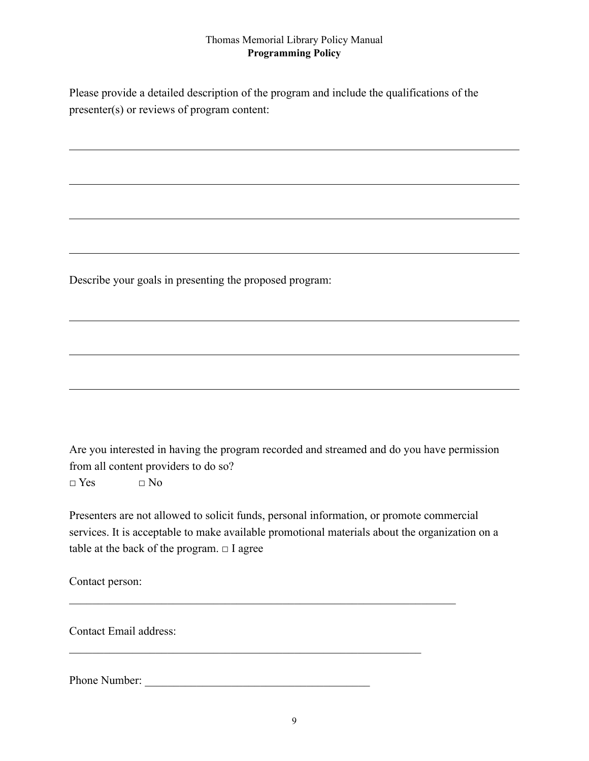Please provide a detailed description of the program and include the qualifications of the presenter(s) or reviews of program content:

\_\_\_\_\_\_\_\_\_\_\_\_\_\_\_\_\_\_\_\_\_\_\_\_\_\_\_\_\_\_\_\_\_\_\_\_\_\_\_\_\_\_\_\_\_\_\_\_\_\_\_\_\_\_\_\_\_\_\_\_\_\_\_\_\_\_\_\_\_\_\_\_

\_\_\_\_\_\_\_\_\_\_\_\_\_\_\_\_\_\_\_\_\_\_\_\_\_\_\_\_\_\_\_\_\_\_\_\_\_\_\_\_\_\_\_\_\_\_\_\_\_\_\_\_\_\_\_\_\_\_\_\_\_\_\_\_\_\_\_\_\_\_\_\_

\_\_\_\_\_\_\_\_\_\_\_\_\_\_\_\_\_\_\_\_\_\_\_\_\_\_\_\_\_\_\_\_\_\_\_\_\_\_\_\_\_\_\_\_\_\_\_\_\_\_\_\_\_\_\_\_\_\_\_\_\_\_\_\_\_\_\_\_\_\_\_\_

\_\_\_\_\_\_\_\_\_\_\_\_\_\_\_\_\_\_\_\_\_\_\_\_\_\_\_\_\_\_\_\_\_\_\_\_\_\_\_\_\_\_\_\_\_\_\_\_\_\_\_\_\_\_\_\_\_\_\_\_\_\_\_\_\_\_\_\_\_\_\_\_

Describe your goals in presenting the proposed program:

\_\_\_\_\_\_\_\_\_\_\_\_\_\_\_\_\_\_\_\_\_\_\_\_\_\_\_\_\_\_\_\_\_\_\_\_\_\_\_\_\_\_\_\_\_\_\_\_\_\_\_\_\_\_\_\_\_\_\_\_\_\_\_\_\_\_\_\_\_\_\_\_

\_\_\_\_\_\_\_\_\_\_\_\_\_\_\_\_\_\_\_\_\_\_\_\_\_\_\_\_\_\_\_\_\_\_\_\_\_\_\_\_\_\_\_\_\_\_\_\_\_\_\_\_\_\_\_\_\_\_\_\_\_\_\_\_\_\_\_\_\_\_\_\_

\_\_\_\_\_\_\_\_\_\_\_\_\_\_\_\_\_\_\_\_\_\_\_\_\_\_\_\_\_\_\_\_\_\_\_\_\_\_\_\_\_\_\_\_\_\_\_\_\_\_\_\_\_\_\_\_\_\_\_\_\_\_\_\_\_\_\_\_\_\_\_\_

Are you interested in having the program recorded and streamed and do you have permission from all content providers to do so?

□ Yes  □ No

Presenters are not allowed to solicit funds, personal information, or promote commercial services. It is acceptable to make available promotional materials about the organization on a table at the back of the program. □ I agree

Contact person:

\_\_\_\_\_\_\_\_\_\_\_\_\_\_\_\_\_\_\_\_\_\_\_\_\_\_\_\_\_\_\_\_\_\_\_\_\_\_\_\_\_\_\_\_\_\_\_\_\_\_\_\_\_\_\_\_\_\_\_\_\_\_\_\_\_\_

Contact Email address:

\_\_\_\_\_\_\_\_\_\_\_\_\_\_\_\_\_\_\_\_\_\_\_\_\_\_\_\_\_\_\_\_\_\_\_\_\_\_\_\_\_\_\_\_\_\_\_\_\_\_\_\_\_\_\_\_\_\_\_\_\_\_

Phone Number: \_\_\_\_\_\_\_\_\_\_\_\_\_\_\_\_\_\_\_\_\_\_\_\_\_\_\_\_\_\_\_\_\_\_\_\_\_\_\_\_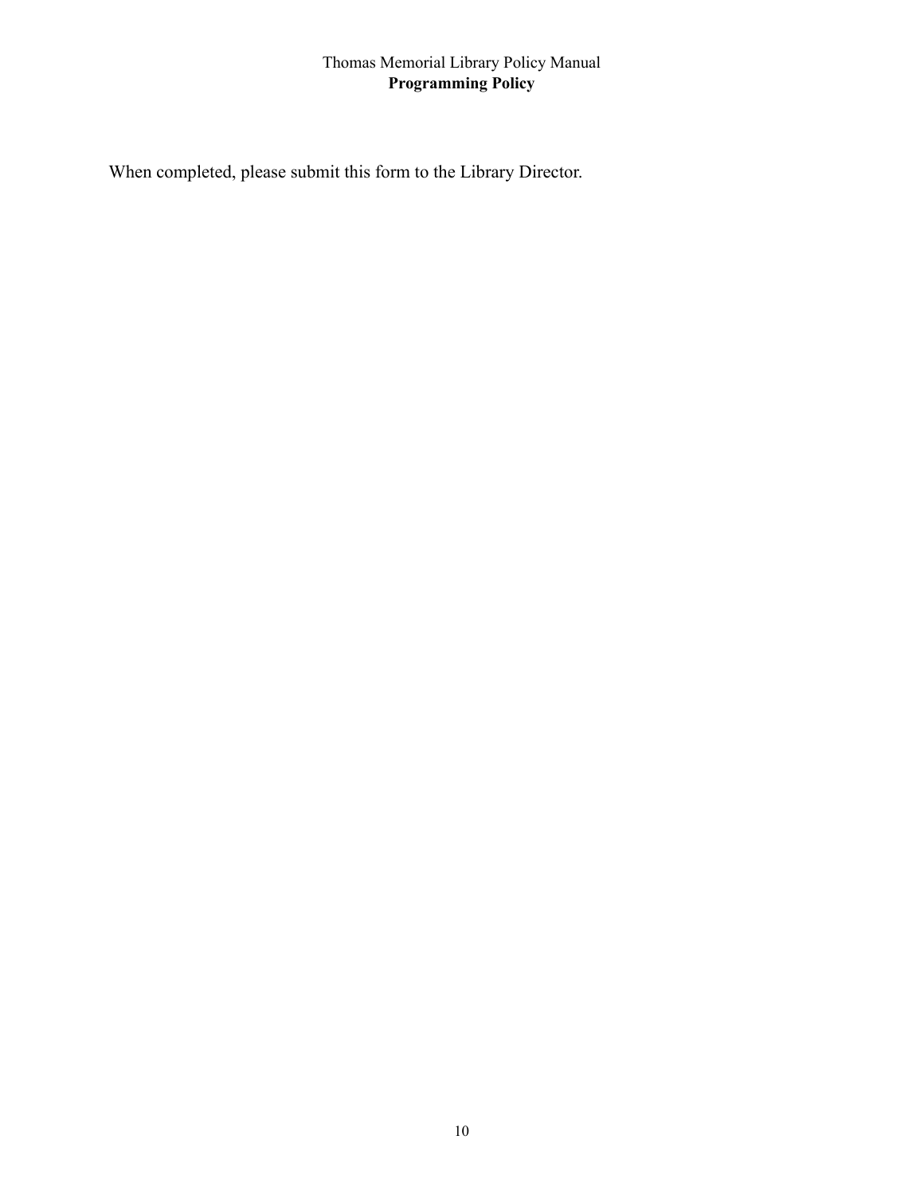When completed, please submit this form to the Library Director.